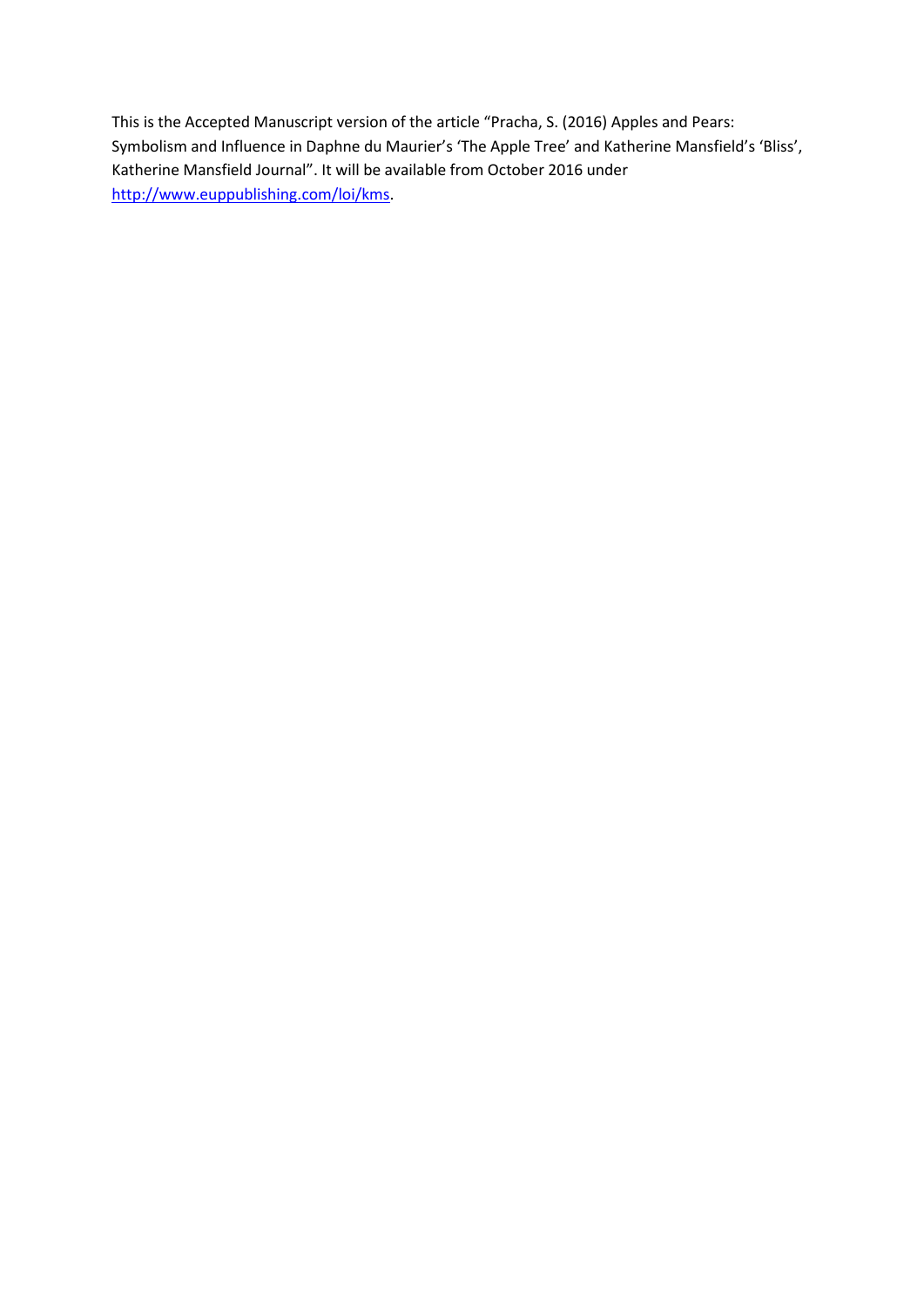This is the Accepted Manuscript version of the article "Pracha, S. (2016) Apples and Pears: Symbolism and Influence in Daphne du Maurier's 'The Apple Tree' and Katherine Mansfield's 'Bliss', Katherine Mansfield Journal". It will be available from October 2016 under [http://www.euppublishing.com/loi/kms](http://www.euppublishing.com/loi/kms).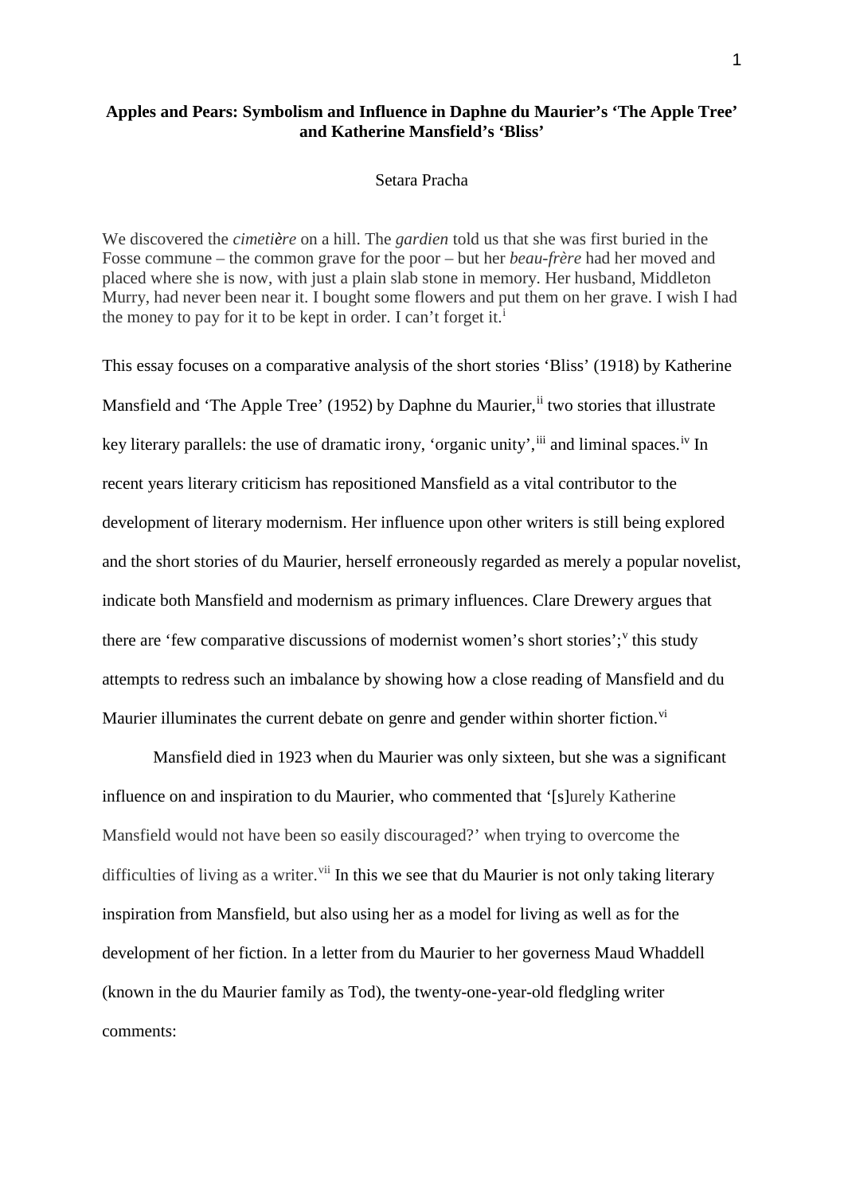**Apples and Pears: Symbolism and Influence in Daphne du Maurier's 'The Apple Tree' and Katherine Mansfield's 'Bliss'**

Setara Pracha

We discovered the *cimetière* on a hill. The *gardien* told us that she was first buried in the Fosse commune – the common grave for the poor – but her *beau-frère* had her moved and placed where she is now, with just a plain slab stone in memory. Her husband, Middleton Murry, had never been near it. I bought some flowers and put them on her grave. I wish I had the money to pay for it to be kept in order. I can't forget it.[i]

This essay focuses on a comparative analysis of the short stories 'Bliss' (1918) by Katherine Mansfield and 'The Apple Tree' (1952) by Daphne du Maurier,[ii] two stories that illustrate key literary parallels: the use of dramatic irony, 'organic unity',[iii] and liminal spaces.[iv] In recent years literary criticism has repositioned Mansfield as a vital contributor to the development of literary modernism. Her influence upon other writers is still being explored and the short stories of du Maurier, herself erroneously regarded as merely a popular novelist, indicate both Mansfield and modernism as primary influences. Clare Drewery argues that there are 'few comparative discussions of modernist women's short stories';[v] this study attempts to redress such an imbalance by showing how a close reading of Mansfield and du Maurier illuminates the current debate on genre and gender within shorter fiction.[vi]

Mansfield died in 1923 when du Maurier was only sixteen, but she was a significant influence on and inspiration to du Maurier, who commented that '[s]urely Katherine Mansfield would not have been so easily discouraged?' when trying to overcome the difficulties of living as a writer.[vii] In this we see that du Maurier is not only taking literary inspiration from Mansfield, but also using her as a model for living as well as for the development of her fiction. In a letter from du Maurier to her governess Maud Whaddell (known in the du Maurier family as Tod), the twenty-one-year-old fledgling writer comments: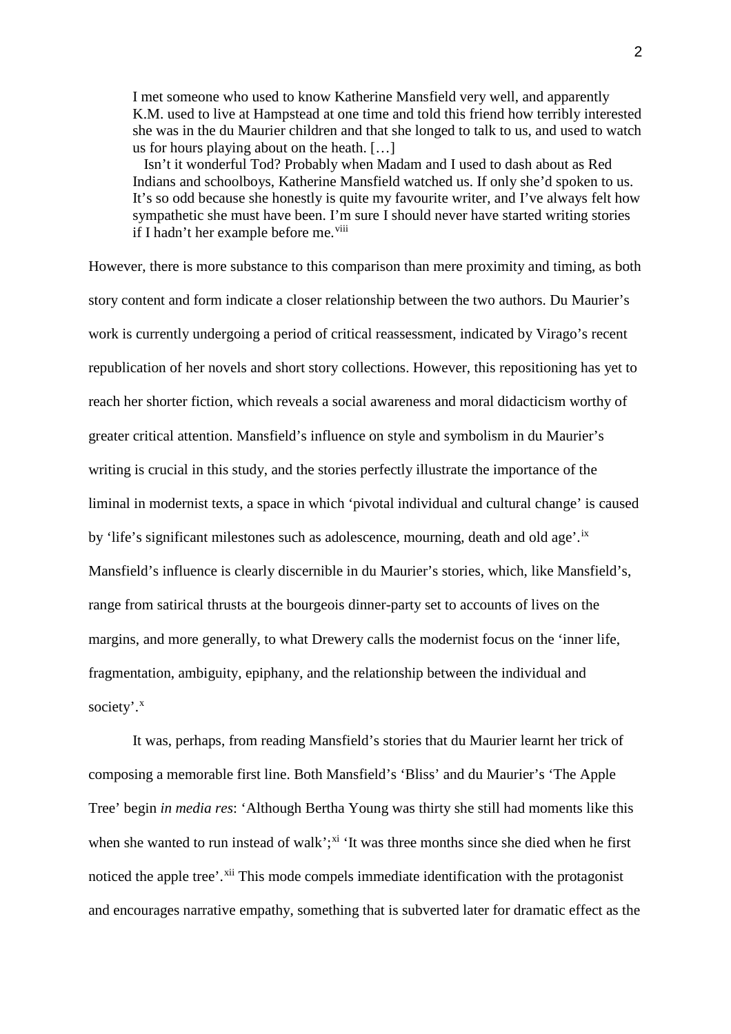> I met someone who used to know Katherine Mansfield very well, and apparently K.M. used to live at Hampstead at one time and told this friend how terribly interested she was in the du Maurier children and that she longed to talk to us, and used to watch us for hours playing about on the heath. […]
>
> Isn't it wonderful Tod? Probably when Madam and I used to dash about as Red Indians and schoolboys, Katherine Mansfield watched us. If only she'd spoken to us. It's so odd because she honestly is quite my favourite writer, and I've always felt how sympathetic she must have been. I'm sure I should never have started writing stories if I hadn't her example before me.[viii]

However, there is more substance to this comparison than mere proximity and timing, as both story content and form indicate a closer relationship between the two authors. Du Maurier's work is currently undergoing a period of critical reassessment, indicated by Virago's recent republication of her novels and short story collections. However, this repositioning has yet to reach her shorter fiction, which reveals a social awareness and moral didacticism worthy of greater critical attention. Mansfield's influence on style and symbolism in du Maurier's writing is crucial in this study, and the stories perfectly illustrate the importance of the liminal in modernist texts, a space in which 'pivotal individual and cultural change' is caused by 'life's significant milestones such as adolescence, mourning, death and old age'.[ix] Mansfield's influence is clearly discernible in du Maurier's stories, which, like Mansfield's, range from satirical thrusts at the bourgeois dinner-party set to accounts of lives on the margins, and more generally, to what Drewery calls the modernist focus on the 'inner life, fragmentation, ambiguity, epiphany, and the relationship between the individual and society'.[x]

It was, perhaps, from reading Mansfield's stories that du Maurier learnt her trick of composing a memorable first line. Both Mansfield's 'Bliss' and du Maurier's 'The Apple Tree' begin *in media res*: 'Although Bertha Young was thirty she still had moments like this when she wanted to run instead of walk';[xi] 'It was three months since she died when he first noticed the apple tree'.[xii] This mode compels immediate identification with the protagonist and encourages narrative empathy, something that is subverted later for dramatic effect as the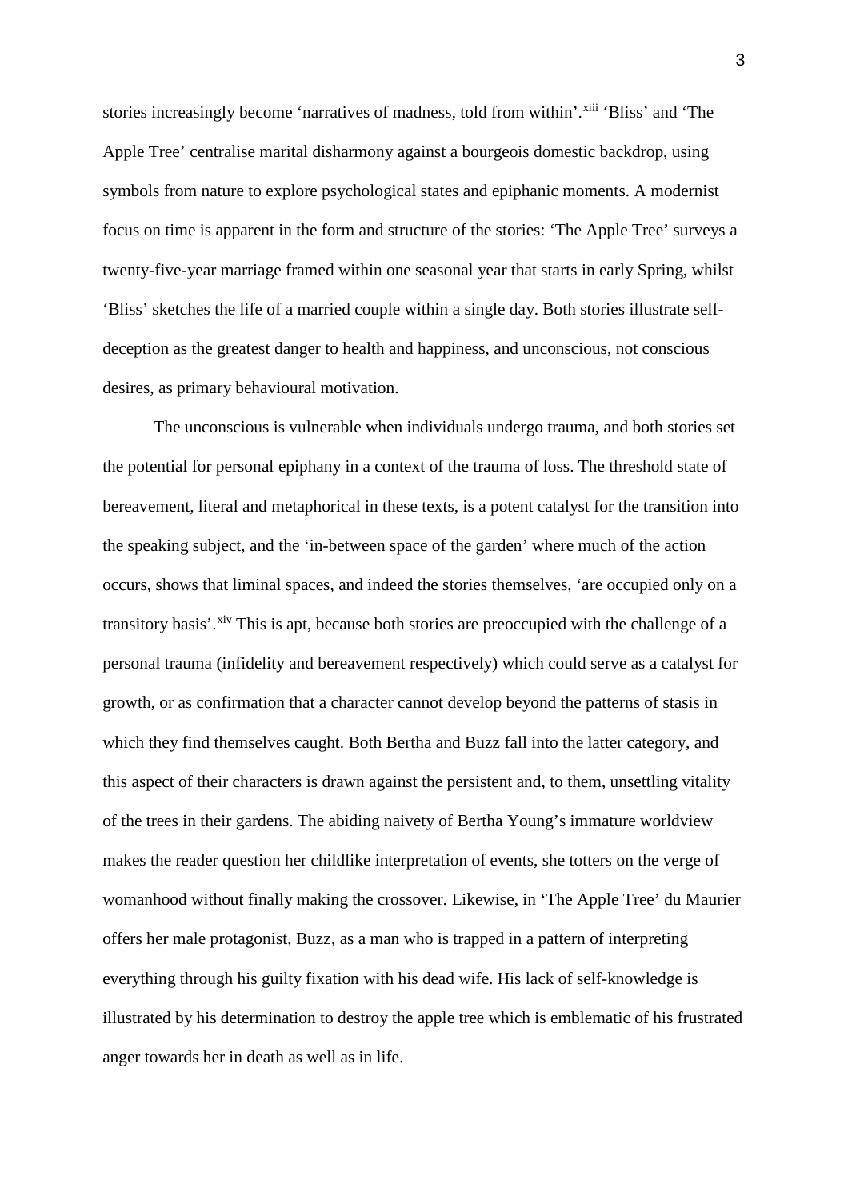stories increasingly become 'narratives of madness, told from within'.[xiii] 'Bliss' and 'The Apple Tree' centralise marital disharmony against a bourgeois domestic backdrop, using symbols from nature to explore psychological states and epiphanic moments. A modernist focus on time is apparent in the form and structure of the stories: 'The Apple Tree' surveys a twenty-five-year marriage framed within one seasonal year that starts in early Spring, whilst 'Bliss' sketches the life of a married couple within a single day. Both stories illustrate self-deception as the greatest danger to health and happiness, and unconscious, not conscious desires, as primary behavioural motivation.

The unconscious is vulnerable when individuals undergo trauma, and both stories set the potential for personal epiphany in a context of the trauma of loss. The threshold state of bereavement, literal and metaphorical in these texts, is a potent catalyst for the transition into the speaking subject, and the 'in-between space of the garden' where much of the action occurs, shows that liminal spaces, and indeed the stories themselves, 'are occupied only on a transitory basis'.[xiv] This is apt, because both stories are preoccupied with the challenge of a personal trauma (infidelity and bereavement respectively) which could serve as a catalyst for growth, or as confirmation that a character cannot develop beyond the patterns of stasis in which they find themselves caught. Both Bertha and Buzz fall into the latter category, and this aspect of their characters is drawn against the persistent and, to them, unsettling vitality of the trees in their gardens. The abiding naivety of Bertha Young's immature worldview makes the reader question her childlike interpretation of events, she totters on the verge of womanhood without finally making the crossover. Likewise, in 'The Apple Tree' du Maurier offers her male protagonist, Buzz, as a man who is trapped in a pattern of interpreting everything through his guilty fixation with his dead wife. His lack of self-knowledge is illustrated by his determination to destroy the apple tree which is emblematic of his frustrated anger towards her in death as well as in life.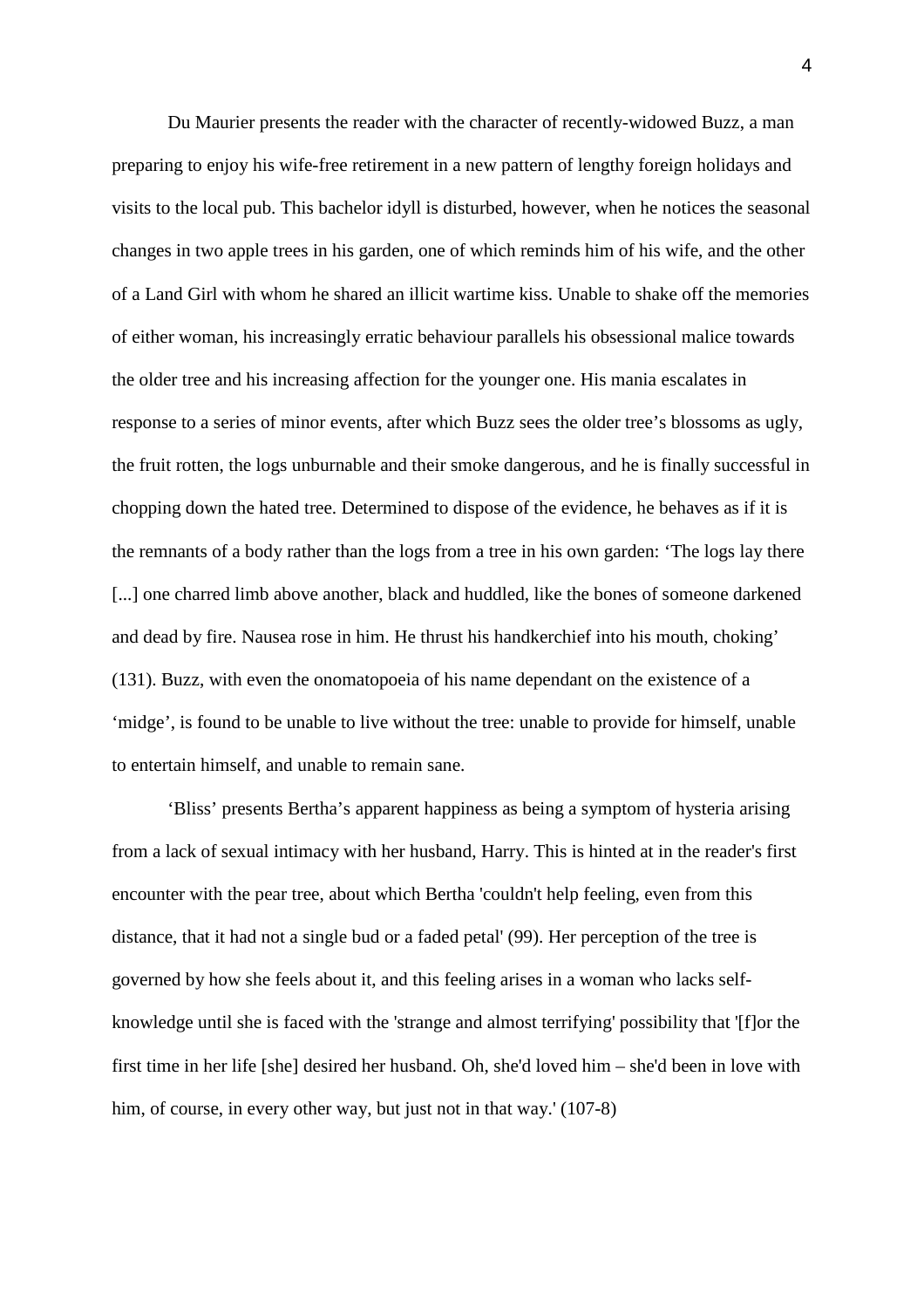Du Maurier presents the reader with the character of recently-widowed Buzz, a man preparing to enjoy his wife-free retirement in a new pattern of lengthy foreign holidays and visits to the local pub. This bachelor idyll is disturbed, however, when he notices the seasonal changes in two apple trees in his garden, one of which reminds him of his wife, and the other of a Land Girl with whom he shared an illicit wartime kiss. Unable to shake off the memories of either woman, his increasingly erratic behaviour parallels his obsessional malice towards the older tree and his increasing affection for the younger one. His mania escalates in response to a series of minor events, after which Buzz sees the older tree's blossoms as ugly, the fruit rotten, the logs unburnable and their smoke dangerous, and he is finally successful in chopping down the hated tree. Determined to dispose of the evidence, he behaves as if it is the remnants of a body rather than the logs from a tree in his own garden: 'The logs lay there [...] one charred limb above another, black and huddled, like the bones of someone darkened and dead by fire. Nausea rose in him. He thrust his handkerchief into his mouth, choking' (131). Buzz, with even the onomatopoeia of his name dependant on the existence of a 'midge', is found to be unable to live without the tree: unable to provide for himself, unable to entertain himself, and unable to remain sane.

'Bliss' presents Bertha's apparent happiness as being a symptom of hysteria arising from a lack of sexual intimacy with her husband, Harry. This is hinted at in the reader's first encounter with the pear tree, about which Bertha 'couldn't help feeling, even from this distance, that it had not a single bud or a faded petal' (99). Her perception of the tree is governed by how she feels about it, and this feeling arises in a woman who lacks self-knowledge until she is faced with the 'strange and almost terrifying' possibility that '[f]or the first time in her life [she] desired her husband. Oh, she'd loved him – she'd been in love with him, of course, in every other way, but just not in that way.' (107-8)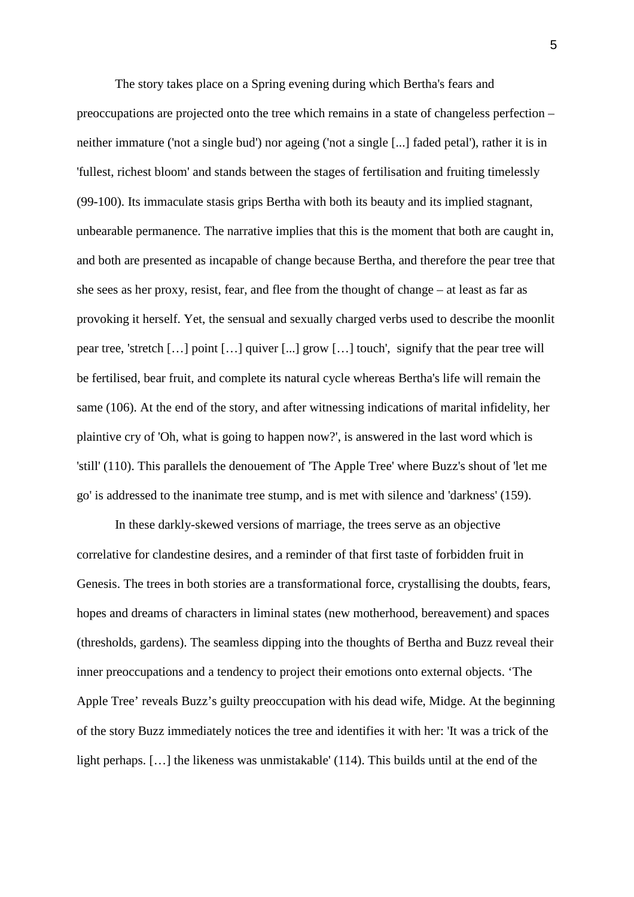The story takes place on a Spring evening during which Bertha's fears and preoccupations are projected onto the tree which remains in a state of changeless perfection – neither immature ('not a single bud') nor ageing ('not a single [...] faded petal'), rather it is in 'fullest, richest bloom' and stands between the stages of fertilisation and fruiting timelessly (99-100). Its immaculate stasis grips Bertha with both its beauty and its implied stagnant, unbearable permanence. The narrative implies that this is the moment that both are caught in, and both are presented as incapable of change because Bertha, and therefore the pear tree that she sees as her proxy, resist, fear, and flee from the thought of change – at least as far as provoking it herself. Yet, the sensual and sexually charged verbs used to describe the moonlit pear tree, 'stretch […] point […] quiver [...] grow […] touch', signify that the pear tree will be fertilised, bear fruit, and complete its natural cycle whereas Bertha's life will remain the same (106). At the end of the story, and after witnessing indications of marital infidelity, her plaintive cry of 'Oh, what is going to happen now?', is answered in the last word which is 'still' (110). This parallels the denouement of 'The Apple Tree' where Buzz's shout of 'let me go' is addressed to the inanimate tree stump, and is met with silence and 'darkness' (159).

In these darkly-skewed versions of marriage, the trees serve as an objective correlative for clandestine desires, and a reminder of that first taste of forbidden fruit in Genesis. The trees in both stories are a transformational force, crystallising the doubts, fears, hopes and dreams of characters in liminal states (new motherhood, bereavement) and spaces (thresholds, gardens). The seamless dipping into the thoughts of Bertha and Buzz reveal their inner preoccupations and a tendency to project their emotions onto external objects. 'The Apple Tree' reveals Buzz's guilty preoccupation with his dead wife, Midge. At the beginning of the story Buzz immediately notices the tree and identifies it with her: 'It was a trick of the light perhaps. […] the likeness was unmistakable' (114). This builds until at the end of the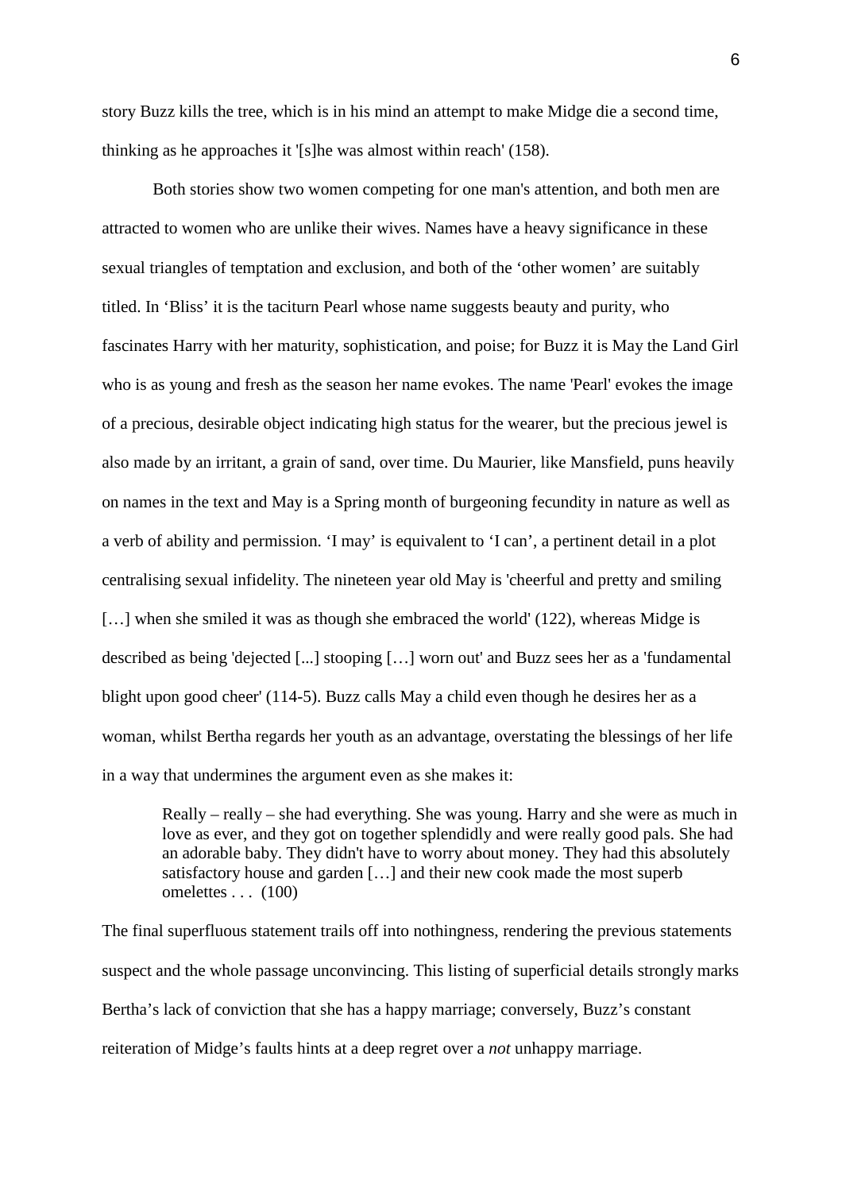story Buzz kills the tree, which is in his mind an attempt to make Midge die a second time, thinking as he approaches it '[s]he was almost within reach' (158).

Both stories show two women competing for one man's attention, and both men are attracted to women who are unlike their wives. Names have a heavy significance in these sexual triangles of temptation and exclusion, and both of the 'other women' are suitably titled. In 'Bliss' it is the taciturn Pearl whose name suggests beauty and purity, who fascinates Harry with her maturity, sophistication, and poise; for Buzz it is May the Land Girl who is as young and fresh as the season her name evokes. The name 'Pearl' evokes the image of a precious, desirable object indicating high status for the wearer, but the precious jewel is also made by an irritant, a grain of sand, over time. Du Maurier, like Mansfield, puns heavily on names in the text and May is a Spring month of burgeoning fecundity in nature as well as a verb of ability and permission. 'I may' is equivalent to 'I can', a pertinent detail in a plot centralising sexual infidelity. The nineteen year old May is 'cheerful and pretty and smiling […] when she smiled it was as though she embraced the world' (122), whereas Midge is described as being 'dejected [...] stooping […] worn out' and Buzz sees her as a 'fundamental blight upon good cheer' (114-5). Buzz calls May a child even though he desires her as a woman, whilst Bertha regards her youth as an advantage, overstating the blessings of her life in a way that undermines the argument even as she makes it:

> Really – really – she had everything. She was young. Harry and she were as much in love as ever, and they got on together splendidly and were really good pals. She had an adorable baby. They didn't have to worry about money. They had this absolutely satisfactory house and garden […] and their new cook made the most superb omelettes . . . (100)

The final superfluous statement trails off into nothingness, rendering the previous statements suspect and the whole passage unconvincing. This listing of superficial details strongly marks Bertha's lack of conviction that she has a happy marriage; conversely, Buzz's constant reiteration of Midge's faults hints at a deep regret over a *not* unhappy marriage.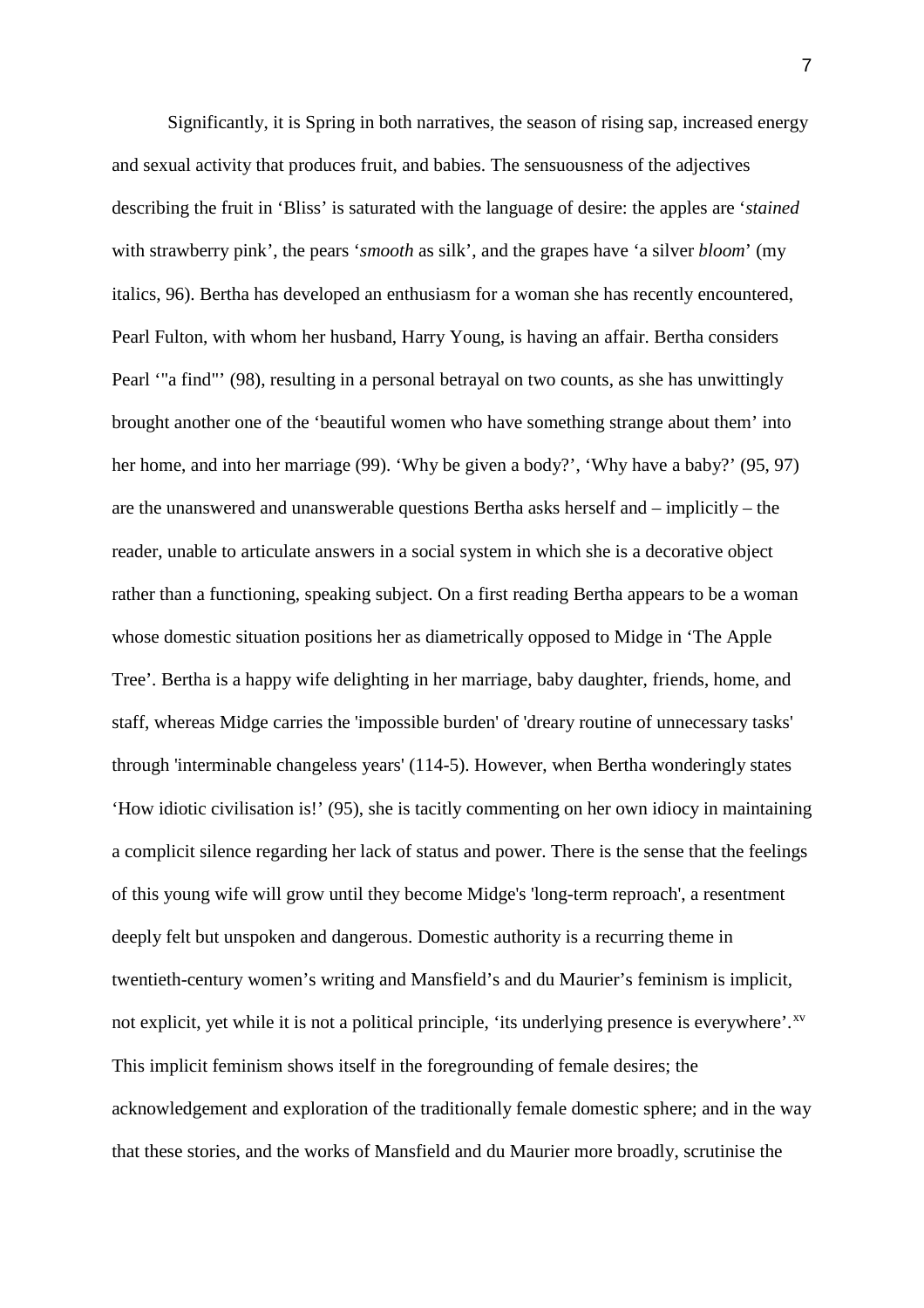Significantly, it is Spring in both narratives, the season of rising sap, increased energy and sexual activity that produces fruit, and babies. The sensuousness of the adjectives describing the fruit in 'Bliss' is saturated with the language of desire: the apples are '*stained* with strawberry pink', the pears '*smooth* as silk', and the grapes have 'a silver *bloom*' (my italics, 96). Bertha has developed an enthusiasm for a woman she has recently encountered, Pearl Fulton, with whom her husband, Harry Young, is having an affair. Bertha considers Pearl '"a find"' (98), resulting in a personal betrayal on two counts, as she has unwittingly brought another one of the 'beautiful women who have something strange about them' into her home, and into her marriage (99). 'Why be given a body?', 'Why have a baby?' (95, 97) are the unanswered and unanswerable questions Bertha asks herself and – implicitly – the reader, unable to articulate answers in a social system in which she is a decorative object rather than a functioning, speaking subject. On a first reading Bertha appears to be a woman whose domestic situation positions her as diametrically opposed to Midge in 'The Apple Tree'. Bertha is a happy wife delighting in her marriage, baby daughter, friends, home, and staff, whereas Midge carries the 'impossible burden' of 'dreary routine of unnecessary tasks' through 'interminable changeless years' (114-5). However, when Bertha wonderingly states 'How idiotic civilisation is!' (95), she is tacitly commenting on her own idiocy in maintaining a complicit silence regarding her lack of status and power. There is the sense that the feelings of this young wife will grow until they become Midge's 'long-term reproach', a resentment deeply felt but unspoken and dangerous. Domestic authority is a recurring theme in twentieth-century women's writing and Mansfield's and du Maurier's feminism is implicit, not explicit, yet while it is not a political principle, 'its underlying presence is everywhere'.[xv] This implicit feminism shows itself in the foregrounding of female desires; the acknowledgement and exploration of the traditionally female domestic sphere; and in the way that these stories, and the works of Mansfield and du Maurier more broadly, scrutinise the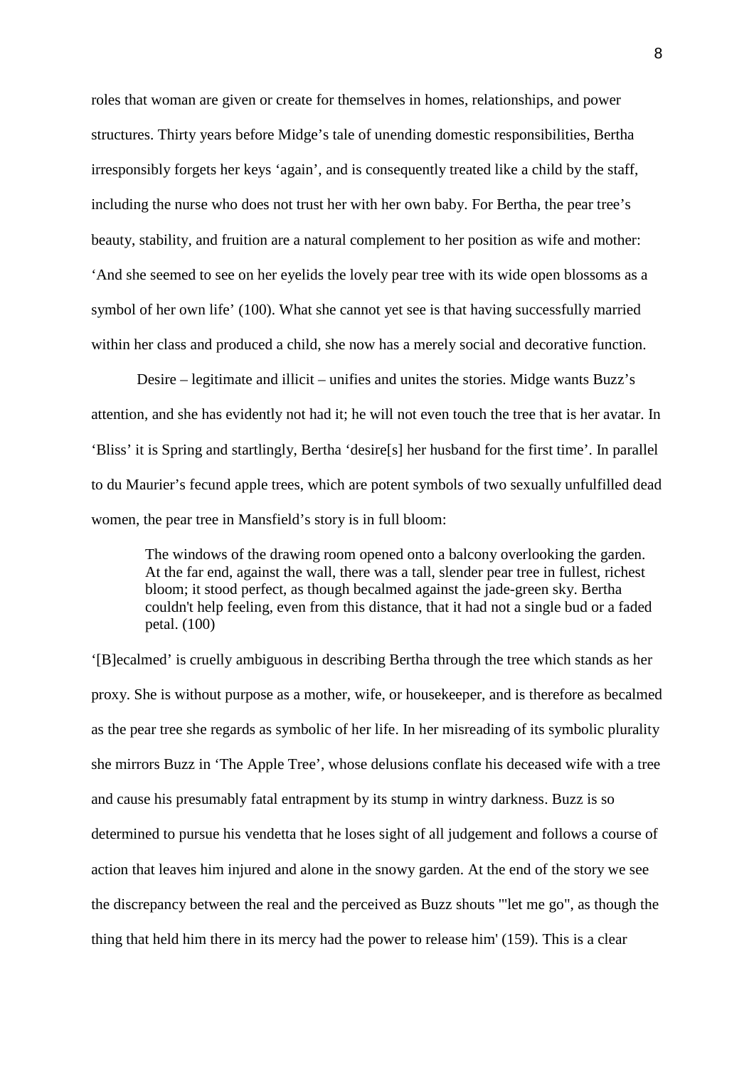roles that woman are given or create for themselves in homes, relationships, and power structures. Thirty years before Midge's tale of unending domestic responsibilities, Bertha irresponsibly forgets her keys 'again', and is consequently treated like a child by the staff, including the nurse who does not trust her with her own baby. For Bertha, the pear tree's beauty, stability, and fruition are a natural complement to her position as wife and mother: 'And she seemed to see on her eyelids the lovely pear tree with its wide open blossoms as a symbol of her own life' (100). What she cannot yet see is that having successfully married within her class and produced a child, she now has a merely social and decorative function.

Desire – legitimate and illicit – unifies and unites the stories. Midge wants Buzz's attention, and she has evidently not had it; he will not even touch the tree that is her avatar. In 'Bliss' it is Spring and startlingly, Bertha 'desire[s] her husband for the first time'. In parallel to du Maurier's fecund apple trees, which are potent symbols of two sexually unfulfilled dead women, the pear tree in Mansfield's story is in full bloom:

> The windows of the drawing room opened onto a balcony overlooking the garden. At the far end, against the wall, there was a tall, slender pear tree in fullest, richest bloom; it stood perfect, as though becalmed against the jade-green sky. Bertha couldn't help feeling, even from this distance, that it had not a single bud or a faded petal. (100)

'[B]ecalmed' is cruelly ambiguous in describing Bertha through the tree which stands as her proxy. She is without purpose as a mother, wife, or housekeeper, and is therefore as becalmed as the pear tree she regards as symbolic of her life. In her misreading of its symbolic plurality she mirrors Buzz in 'The Apple Tree', whose delusions conflate his deceased wife with a tree and cause his presumably fatal entrapment by its stump in wintry darkness. Buzz is so determined to pursue his vendetta that he loses sight of all judgement and follows a course of action that leaves him injured and alone in the snowy garden. At the end of the story we see the discrepancy between the real and the perceived as Buzz shouts '"let me go", as though the thing that held him there in its mercy had the power to release him' (159). This is a clear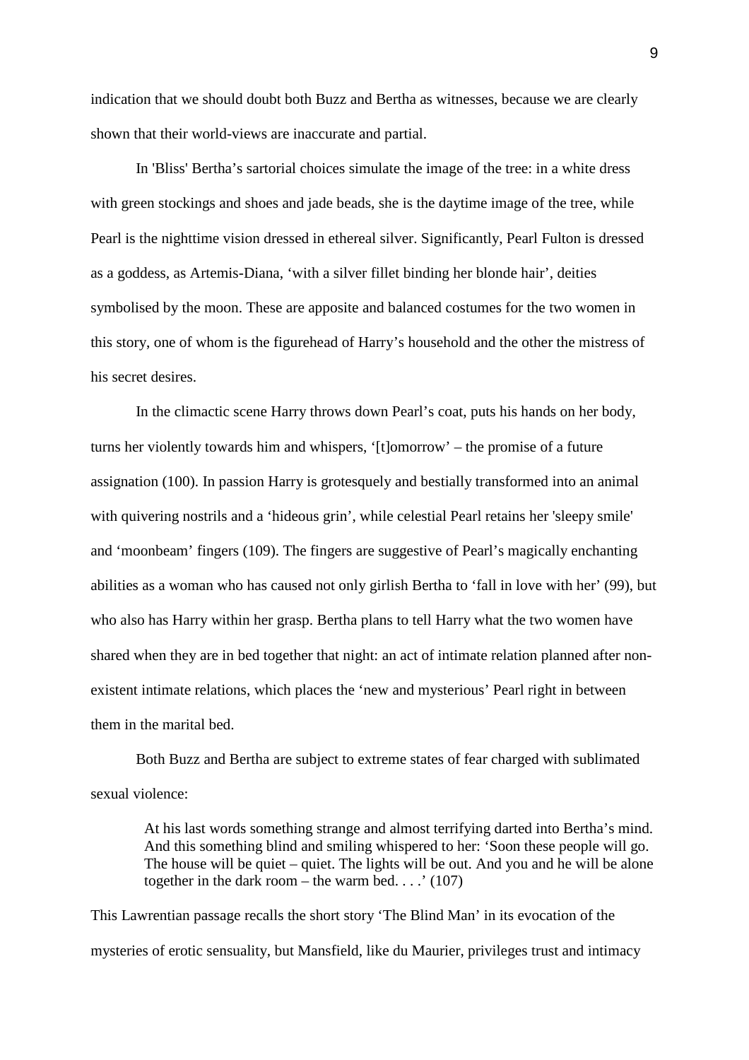indication that we should doubt both Buzz and Bertha as witnesses, because we are clearly shown that their world-views are inaccurate and partial.

In 'Bliss' Bertha's sartorial choices simulate the image of the tree: in a white dress with green stockings and shoes and jade beads, she is the daytime image of the tree, while Pearl is the nighttime vision dressed in ethereal silver. Significantly, Pearl Fulton is dressed as a goddess, as Artemis-Diana, 'with a silver fillet binding her blonde hair', deities symbolised by the moon. These are apposite and balanced costumes for the two women in this story, one of whom is the figurehead of Harry's household and the other the mistress of his secret desires.

In the climactic scene Harry throws down Pearl's coat, puts his hands on her body, turns her violently towards him and whispers, '[t]omorrow' – the promise of a future assignation (100). In passion Harry is grotesquely and bestially transformed into an animal with quivering nostrils and a 'hideous grin', while celestial Pearl retains her 'sleepy smile' and 'moonbeam' fingers (109). The fingers are suggestive of Pearl's magically enchanting abilities as a woman who has caused not only girlish Bertha to 'fall in love with her' (99), but who also has Harry within her grasp. Bertha plans to tell Harry what the two women have shared when they are in bed together that night: an act of intimate relation planned after non-existent intimate relations, which places the 'new and mysterious' Pearl right in between them in the marital bed.

Both Buzz and Bertha are subject to extreme states of fear charged with sublimated sexual violence:

> At his last words something strange and almost terrifying darted into Bertha's mind. And this something blind and smiling whispered to her: 'Soon these people will go. The house will be quiet – quiet. The lights will be out. And you and he will be alone together in the dark room – the warm bed. . . .' (107)

This Lawrentian passage recalls the short story 'The Blind Man' in its evocation of the mysteries of erotic sensuality, but Mansfield, like du Maurier, privileges trust and intimacy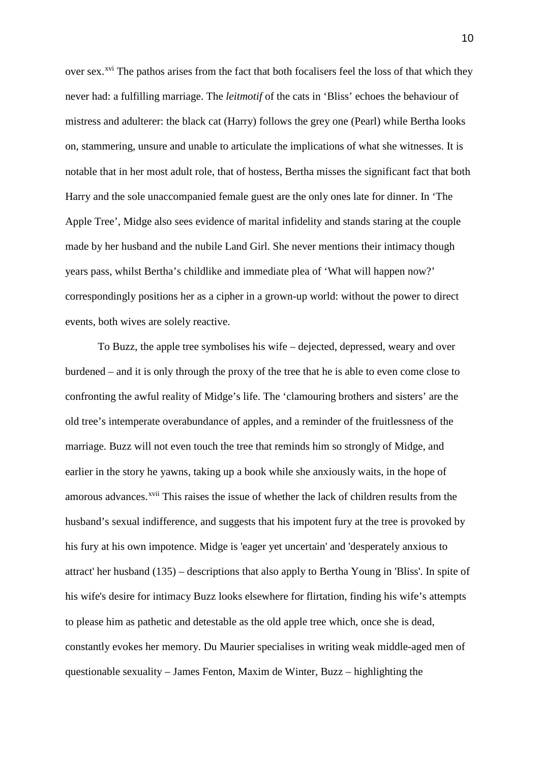over sex.[xvi] The pathos arises from the fact that both focalisers feel the loss of that which they never had: a fulfilling marriage. The *leitmotif* of the cats in 'Bliss' echoes the behaviour of mistress and adulterer: the black cat (Harry) follows the grey one (Pearl) while Bertha looks on, stammering, unsure and unable to articulate the implications of what she witnesses. It is notable that in her most adult role, that of hostess, Bertha misses the significant fact that both Harry and the sole unaccompanied female guest are the only ones late for dinner. In 'The Apple Tree', Midge also sees evidence of marital infidelity and stands staring at the couple made by her husband and the nubile Land Girl. She never mentions their intimacy though years pass, whilst Bertha's childlike and immediate plea of 'What will happen now?' correspondingly positions her as a cipher in a grown-up world: without the power to direct events, both wives are solely reactive.

To Buzz, the apple tree symbolises his wife – dejected, depressed, weary and over burdened – and it is only through the proxy of the tree that he is able to even come close to confronting the awful reality of Midge's life. The 'clamouring brothers and sisters' are the old tree's intemperate overabundance of apples, and a reminder of the fruitlessness of the marriage. Buzz will not even touch the tree that reminds him so strongly of Midge, and earlier in the story he yawns, taking up a book while she anxiously waits, in the hope of amorous advances.[xvii] This raises the issue of whether the lack of children results from the husband's sexual indifference, and suggests that his impotent fury at the tree is provoked by his fury at his own impotence. Midge is 'eager yet uncertain' and 'desperately anxious to attract' her husband (135) – descriptions that also apply to Bertha Young in 'Bliss'. In spite of his wife's desire for intimacy Buzz looks elsewhere for flirtation, finding his wife's attempts to please him as pathetic and detestable as the old apple tree which, once she is dead, constantly evokes her memory. Du Maurier specialises in writing weak middle-aged men of questionable sexuality – James Fenton, Maxim de Winter, Buzz – highlighting the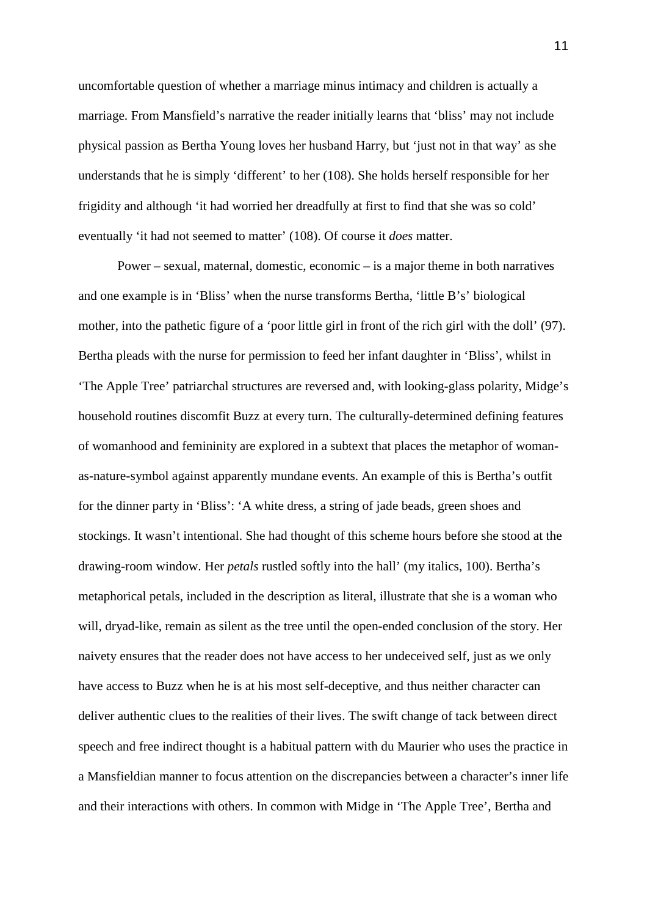uncomfortable question of whether a marriage minus intimacy and children is actually a marriage. From Mansfield's narrative the reader initially learns that 'bliss' may not include physical passion as Bertha Young loves her husband Harry, but 'just not in that way' as she understands that he is simply 'different' to her (108). She holds herself responsible for her frigidity and although 'it had worried her dreadfully at first to find that she was so cold' eventually 'it had not seemed to matter' (108). Of course it *does* matter.

Power – sexual, maternal, domestic, economic – is a major theme in both narratives and one example is in 'Bliss' when the nurse transforms Bertha, 'little B's' biological mother, into the pathetic figure of a 'poor little girl in front of the rich girl with the doll' (97). Bertha pleads with the nurse for permission to feed her infant daughter in 'Bliss', whilst in 'The Apple Tree' patriarchal structures are reversed and, with looking-glass polarity, Midge's household routines discomfit Buzz at every turn. The culturally-determined defining features of womanhood and femininity are explored in a subtext that places the metaphor of woman-as-nature-symbol against apparently mundane events. An example of this is Bertha's outfit for the dinner party in 'Bliss': 'A white dress, a string of jade beads, green shoes and stockings. It wasn't intentional. She had thought of this scheme hours before she stood at the drawing-room window. Her *petals* rustled softly into the hall' (my italics, 100). Bertha's metaphorical petals, included in the description as literal, illustrate that she is a woman who will, dryad-like, remain as silent as the tree until the open-ended conclusion of the story. Her naivety ensures that the reader does not have access to her undeceived self, just as we only have access to Buzz when he is at his most self-deceptive, and thus neither character can deliver authentic clues to the realities of their lives. The swift change of tack between direct speech and free indirect thought is a habitual pattern with du Maurier who uses the practice in a Mansfieldian manner to focus attention on the discrepancies between a character's inner life and their interactions with others. In common with Midge in 'The Apple Tree', Bertha and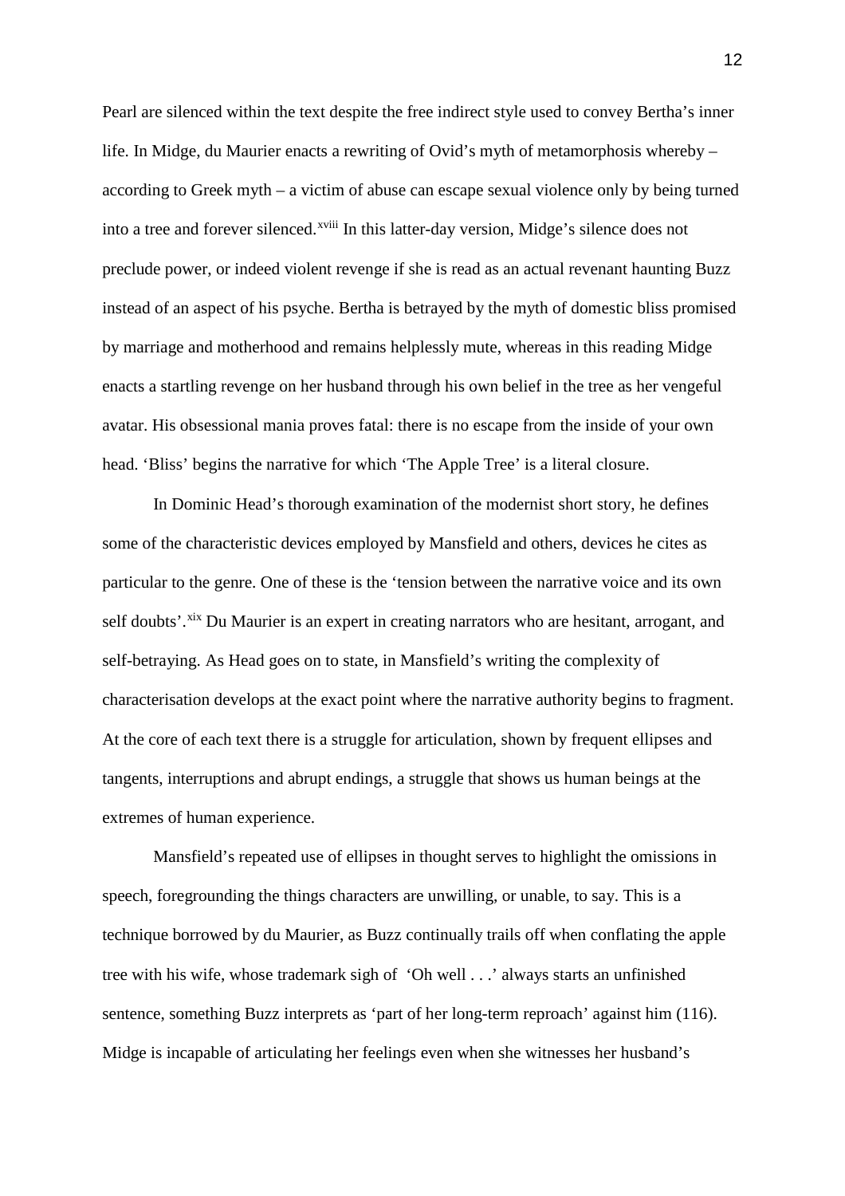Pearl are silenced within the text despite the free indirect style used to convey Bertha's inner life. In Midge, du Maurier enacts a rewriting of Ovid's myth of metamorphosis whereby – according to Greek myth – a victim of abuse can escape sexual violence only by being turned into a tree and forever silenced.[xviii] In this latter-day version, Midge's silence does not preclude power, or indeed violent revenge if she is read as an actual revenant haunting Buzz instead of an aspect of his psyche. Bertha is betrayed by the myth of domestic bliss promised by marriage and motherhood and remains helplessly mute, whereas in this reading Midge enacts a startling revenge on her husband through his own belief in the tree as her vengeful avatar. His obsessional mania proves fatal: there is no escape from the inside of your own head. 'Bliss' begins the narrative for which 'The Apple Tree' is a literal closure.

In Dominic Head's thorough examination of the modernist short story, he defines some of the characteristic devices employed by Mansfield and others, devices he cites as particular to the genre. One of these is the 'tension between the narrative voice and its own self doubts'.[xix] Du Maurier is an expert in creating narrators who are hesitant, arrogant, and self-betraying. As Head goes on to state, in Mansfield's writing the complexity of characterisation develops at the exact point where the narrative authority begins to fragment. At the core of each text there is a struggle for articulation, shown by frequent ellipses and tangents, interruptions and abrupt endings, a struggle that shows us human beings at the extremes of human experience.

Mansfield's repeated use of ellipses in thought serves to highlight the omissions in speech, foregrounding the things characters are unwilling, or unable, to say. This is a technique borrowed by du Maurier, as Buzz continually trails off when conflating the apple tree with his wife, whose trademark sigh of 'Oh well . . .' always starts an unfinished sentence, something Buzz interprets as 'part of her long-term reproach' against him (116). Midge is incapable of articulating her feelings even when she witnesses her husband's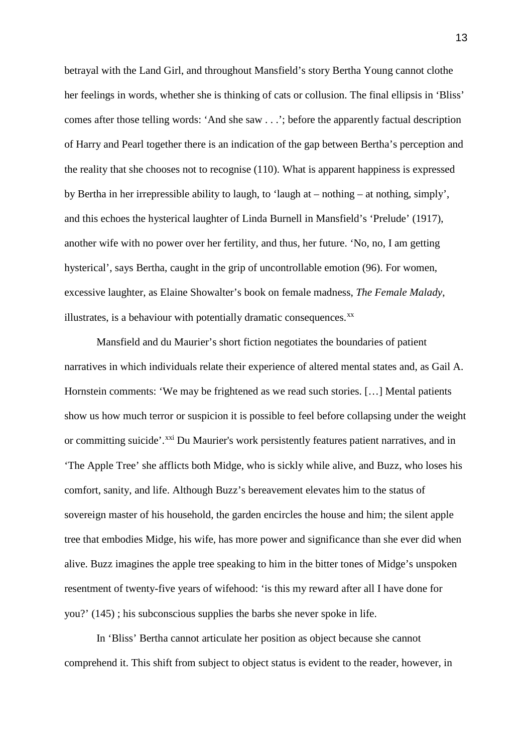betrayal with the Land Girl, and throughout Mansfield's story Bertha Young cannot clothe her feelings in words, whether she is thinking of cats or collusion. The final ellipsis in 'Bliss' comes after those telling words: 'And she saw . . .'; before the apparently factual description of Harry and Pearl together there is an indication of the gap between Bertha's perception and the reality that she chooses not to recognise (110). What is apparent happiness is expressed by Bertha in her irrepressible ability to laugh, to 'laugh at – nothing – at nothing, simply', and this echoes the hysterical laughter of Linda Burnell in Mansfield's 'Prelude' (1917), another wife with no power over her fertility, and thus, her future. 'No, no, I am getting hysterical', says Bertha, caught in the grip of uncontrollable emotion (96). For women, excessive laughter, as Elaine Showalter's book on female madness, *The Female Malady*, illustrates, is a behaviour with potentially dramatic consequences.[xx]

Mansfield and du Maurier's short fiction negotiates the boundaries of patient narratives in which individuals relate their experience of altered mental states and, as Gail A. Hornstein comments: 'We may be frightened as we read such stories. […] Mental patients show us how much terror or suspicion it is possible to feel before collapsing under the weight or committing suicide'.[xxi] Du Maurier's work persistently features patient narratives, and in 'The Apple Tree' she afflicts both Midge, who is sickly while alive, and Buzz, who loses his comfort, sanity, and life. Although Buzz's bereavement elevates him to the status of sovereign master of his household, the garden encircles the house and him; the silent apple tree that embodies Midge, his wife, has more power and significance than she ever did when alive. Buzz imagines the apple tree speaking to him in the bitter tones of Midge's unspoken resentment of twenty-five years of wifehood: 'is this my reward after all I have done for you?' (145) ; his subconscious supplies the barbs she never spoke in life.

In 'Bliss' Bertha cannot articulate her position as object because she cannot comprehend it. This shift from subject to object status is evident to the reader, however, in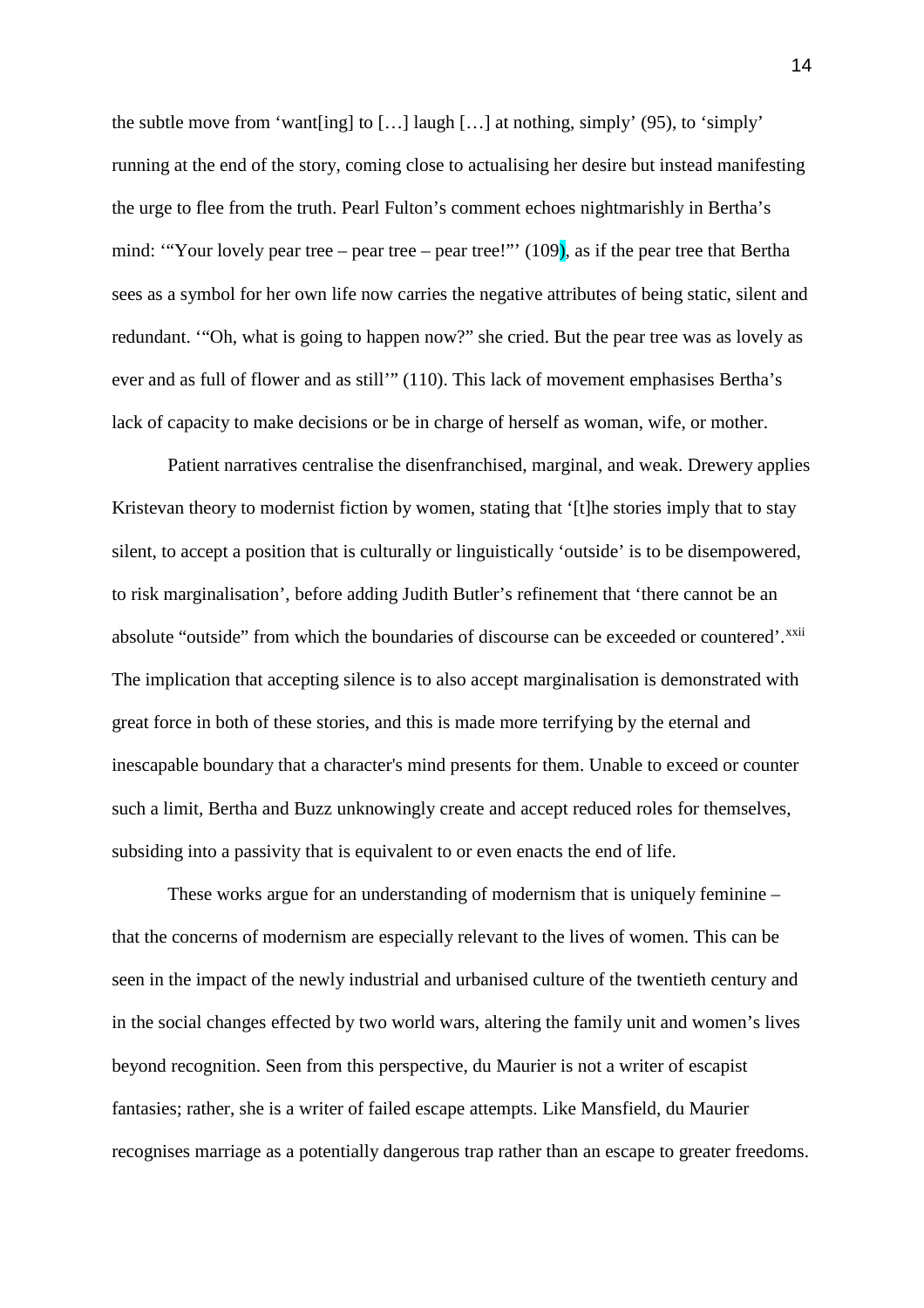the subtle move from 'want[ing] to […] laugh […] at nothing, simply' (95), to 'simply' running at the end of the story, coming close to actualising her desire but instead manifesting the urge to flee from the truth. Pearl Fulton's comment echoes nightmarishly in Bertha's mind: '"Your lovely pear tree – pear tree – pear tree!"' (109), as if the pear tree that Bertha sees as a symbol for her own life now carries the negative attributes of being static, silent and redundant. '"Oh, what is going to happen now?" she cried. But the pear tree was as lovely as ever and as full of flower and as still'" (110). This lack of movement emphasises Bertha's lack of capacity to make decisions or be in charge of herself as woman, wife, or mother.

Patient narratives centralise the disenfranchised, marginal, and weak. Drewery applies Kristevan theory to modernist fiction by women, stating that '[t]he stories imply that to stay silent, to accept a position that is culturally or linguistically 'outside' is to be disempowered, to risk marginalisation', before adding Judith Butler's refinement that 'there cannot be an absolute "outside" from which the boundaries of discourse can be exceeded or countered'.[xxii] The implication that accepting silence is to also accept marginalisation is demonstrated with great force in both of these stories, and this is made more terrifying by the eternal and inescapable boundary that a character's mind presents for them. Unable to exceed or counter such a limit, Bertha and Buzz unknowingly create and accept reduced roles for themselves, subsiding into a passivity that is equivalent to or even enacts the end of life.

These works argue for an understanding of modernism that is uniquely feminine – that the concerns of modernism are especially relevant to the lives of women. This can be seen in the impact of the newly industrial and urbanised culture of the twentieth century and in the social changes effected by two world wars, altering the family unit and women's lives beyond recognition. Seen from this perspective, du Maurier is not a writer of escapist fantasies; rather, she is a writer of failed escape attempts. Like Mansfield, du Maurier recognises marriage as a potentially dangerous trap rather than an escape to greater freedoms.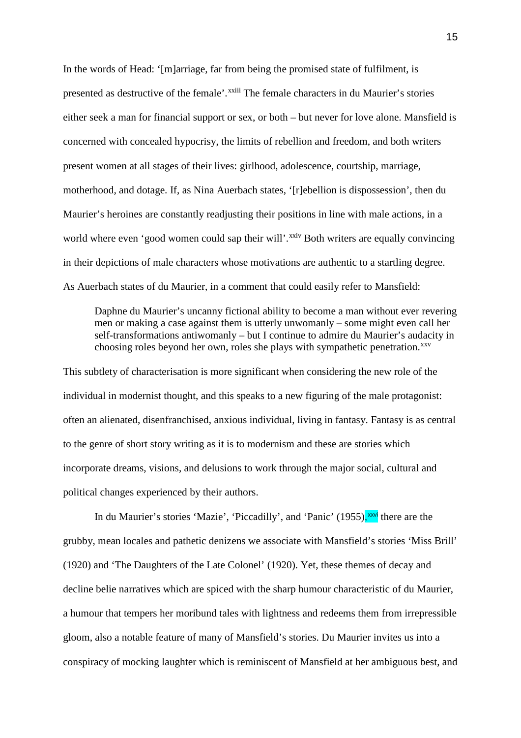In the words of Head: '[m]arriage, far from being the promised state of fulfilment, is presented as destructive of the female'.[xxiii] The female characters in du Maurier's stories either seek a man for financial support or sex, or both – but never for love alone. Mansfield is concerned with concealed hypocrisy, the limits of rebellion and freedom, and both writers present women at all stages of their lives: girlhood, adolescence, courtship, marriage, motherhood, and dotage. If, as Nina Auerbach states, '[r]ebellion is dispossession', then du Maurier's heroines are constantly readjusting their positions in line with male actions, in a world where even 'good women could sap their will'.[xxiv] Both writers are equally convincing in their depictions of male characters whose motivations are authentic to a startling degree. As Auerbach states of du Maurier, in a comment that could easily refer to Mansfield:

> Daphne du Maurier's uncanny fictional ability to become a man without ever revering men or making a case against them is utterly unwomanly – some might even call her self-transformations antiwomanly – but I continue to admire du Maurier's audacity in choosing roles beyond her own, roles she plays with sympathetic penetration.[xxv]

This subtlety of characterisation is more significant when considering the new role of the individual in modernist thought, and this speaks to a new figuring of the male protagonist: often an alienated, disenfranchised, anxious individual, living in fantasy. Fantasy is as central to the genre of short story writing as it is to modernism and these are stories which incorporate dreams, visions, and delusions to work through the major social, cultural and political changes experienced by their authors.

In du Maurier's stories 'Mazie', 'Piccadilly', and 'Panic' (1955),[xxvi] there are the grubby, mean locales and pathetic denizens we associate with Mansfield's stories 'Miss Brill' (1920) and 'The Daughters of the Late Colonel' (1920). Yet, these themes of decay and decline belie narratives which are spiced with the sharp humour characteristic of du Maurier, a humour that tempers her moribund tales with lightness and redeems them from irrepressible gloom, also a notable feature of many of Mansfield's stories. Du Maurier invites us into a conspiracy of mocking laughter which is reminiscent of Mansfield at her ambiguous best, and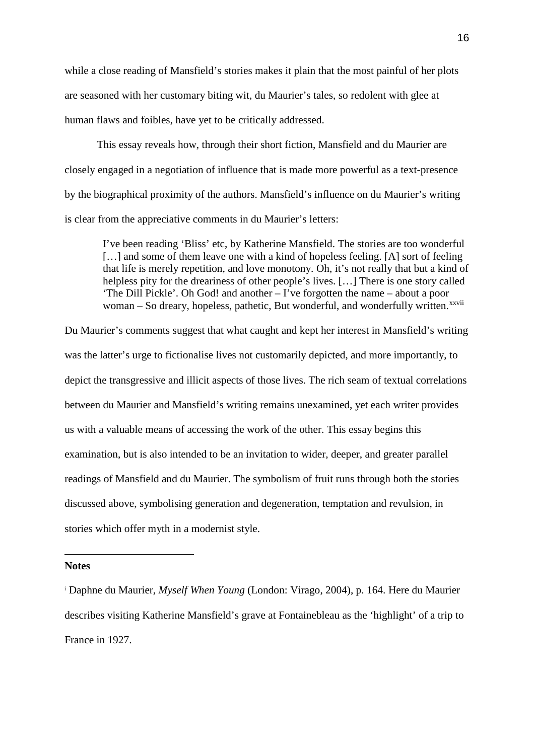while a close reading of Mansfield's stories makes it plain that the most painful of her plots are seasoned with her customary biting wit, du Maurier's tales, so redolent with glee at human flaws and foibles, have yet to be critically addressed.

This essay reveals how, through their short fiction, Mansfield and du Maurier are closely engaged in a negotiation of influence that is made more powerful as a text-presence by the biographical proximity of the authors. Mansfield's influence on du Maurier's writing is clear from the appreciative comments in du Maurier's letters:

> I've been reading 'Bliss' etc, by Katherine Mansfield. The stories are too wonderful […] and some of them leave one with a kind of hopeless feeling. [A] sort of feeling that life is merely repetition, and love monotony. Oh, it's not really that but a kind of helpless pity for the dreariness of other people's lives. […] There is one story called 'The Dill Pickle'. Oh God! and another – I've forgotten the name – about a poor woman – So dreary, hopeless, pathetic, But wonderful, and wonderfully written.[xxvii]

Du Maurier's comments suggest that what caught and kept her interest in Mansfield's writing was the latter's urge to fictionalise lives not customarily depicted, and more importantly, to depict the transgressive and illicit aspects of those lives. The rich seam of textual correlations between du Maurier and Mansfield's writing remains unexamined, yet each writer provides us with a valuable means of accessing the work of the other. This essay begins this examination, but is also intended to be an invitation to wider, deeper, and greater parallel readings of Mansfield and du Maurier. The symbolism of fruit runs through both the stories discussed above, symbolising generation and degeneration, temptation and revulsion, in stories which offer myth in a modernist style.

**Notes**

[i] Daphne du Maurier, *Myself When Young* (London: Virago, 2004), p. 164. Here du Maurier describes visiting Katherine Mansfield's grave at Fontainebleau as the 'highlight' of a trip to France in 1927.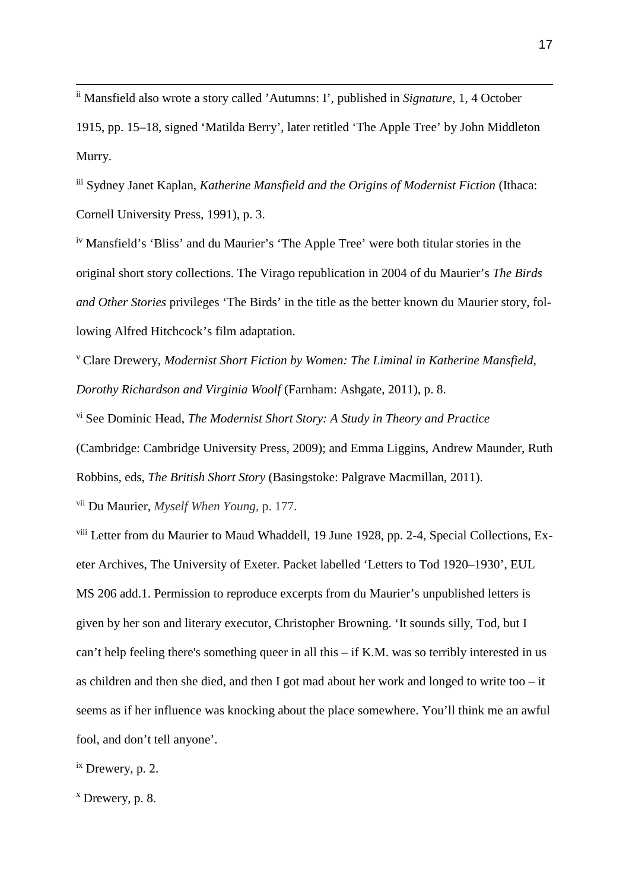[ii] Mansfield also wrote a story called 'Autumns: I', published in *Signature*, 1, 4 October 1915, pp. 15–18, signed 'Matilda Berry', later retitled 'The Apple Tree' by John Middleton Murry.

[iii] Sydney Janet Kaplan, *Katherine Mansfield and the Origins of Modernist Fiction* (Ithaca: Cornell University Press, 1991), p. 3.

[iv] Mansfield's 'Bliss' and du Maurier's 'The Apple Tree' were both titular stories in the original short story collections. The Virago republication in 2004 of du Maurier's *The Birds and Other Stories* privileges 'The Birds' in the title as the better known du Maurier story, following Alfred Hitchcock's film adaptation.

[v] Clare Drewery, *Modernist Short Fiction by Women: The Liminal in Katherine Mansfield, Dorothy Richardson and Virginia Woolf* (Farnham: Ashgate, 2011), p. 8.

[vi] See Dominic Head, *The Modernist Short Story: A Study in Theory and Practice* (Cambridge: Cambridge University Press, 2009); and Emma Liggins, Andrew Maunder, Ruth Robbins, eds, *The British Short Story* (Basingstoke: Palgrave Macmillan, 2011).

[vii] Du Maurier, *Myself When Young*, p. 177.

[viii] Letter from du Maurier to Maud Whaddell, 19 June 1928, pp. 2-4, Special Collections, Exeter Archives, The University of Exeter. Packet labelled 'Letters to Tod 1920–1930', EUL MS 206 add.1. Permission to reproduce excerpts from du Maurier's unpublished letters is given by her son and literary executor, Christopher Browning. 'It sounds silly, Tod, but I can't help feeling there's something queer in all this – if K.M. was so terribly interested in us as children and then she died, and then I got mad about her work and longed to write too – it seems as if her influence was knocking about the place somewhere. You'll think me an awful fool, and don't tell anyone'.

[ix] Drewery, p. 2.

[x] Drewery, p. 8.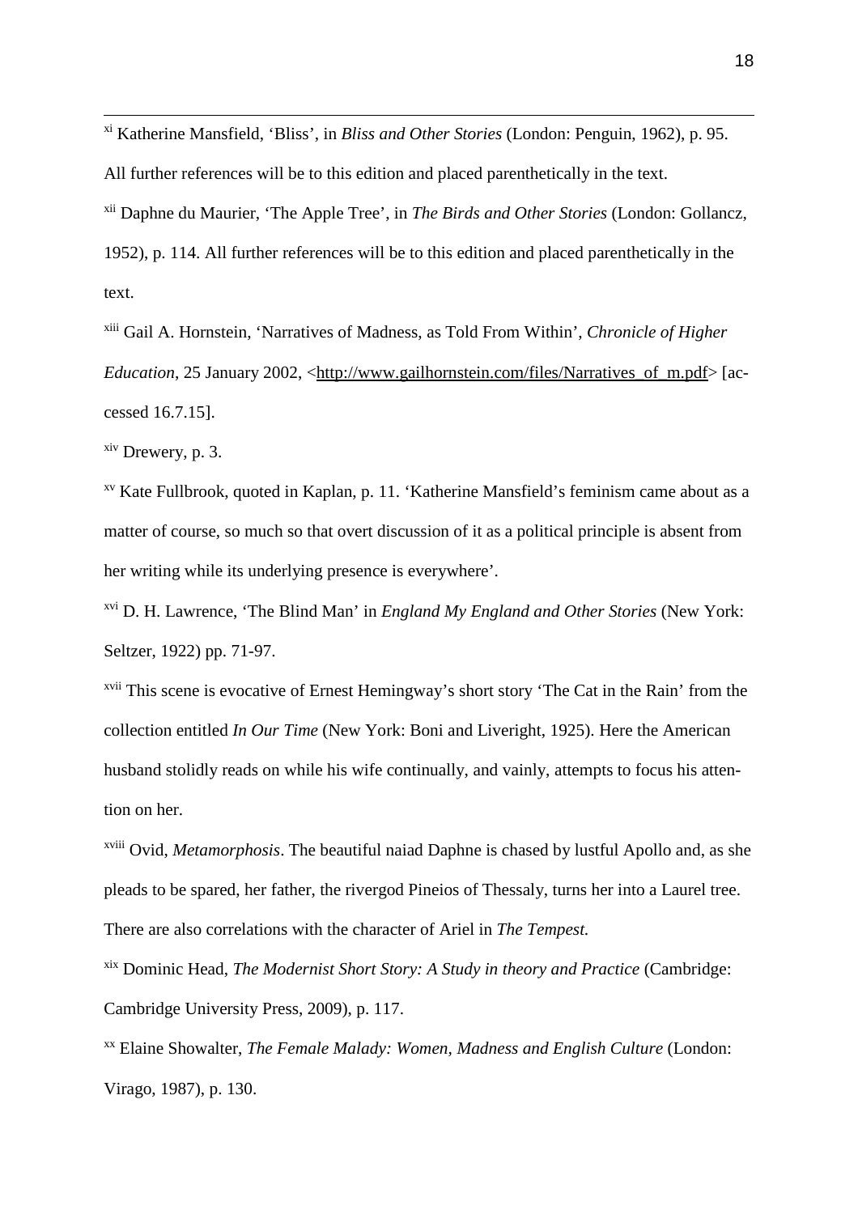[xi] Katherine Mansfield, 'Bliss', in *Bliss and Other Stories* (London: Penguin, 1962), p. 95. All further references will be to this edition and placed parenthetically in the text.

[xii] Daphne du Maurier, 'The Apple Tree', in *The Birds and Other Stories* (London: Gollancz, 1952), p. 114. All further references will be to this edition and placed parenthetically in the text.

[xiii] Gail A. Hornstein, 'Narratives of Madness, as Told From Within', *Chronicle of Higher Education*, 25 January 2002, <http://www.gailhornstein.com/files/Narratives_of_m.pdf> [accessed 16.7.15].

[xiv] Drewery, p. 3.

[xv] Kate Fullbrook, quoted in Kaplan, p. 11. 'Katherine Mansfield's feminism came about as a matter of course, so much so that overt discussion of it as a political principle is absent from her writing while its underlying presence is everywhere'.

[xvi] D. H. Lawrence, 'The Blind Man' in *England My England and Other Stories* (New York: Seltzer, 1922) pp. 71-97.

[xvii] This scene is evocative of Ernest Hemingway's short story 'The Cat in the Rain' from the collection entitled *In Our Time* (New York: Boni and Liveright, 1925). Here the American husband stolidly reads on while his wife continually, and vainly, attempts to focus his attention on her.

[xviii] Ovid, *Metamorphosis*. The beautiful naiad Daphne is chased by lustful Apollo and, as she pleads to be spared, her father, the rivergod Pineios of Thessaly, turns her into a Laurel tree. There are also correlations with the character of Ariel in *The Tempest.*

[xix] Dominic Head, *The Modernist Short Story: A Study in theory and Practice* (Cambridge: Cambridge University Press, 2009), p. 117.

[xx] Elaine Showalter, *The Female Malady: Women, Madness and English Culture* (London: Virago, 1987), p. 130.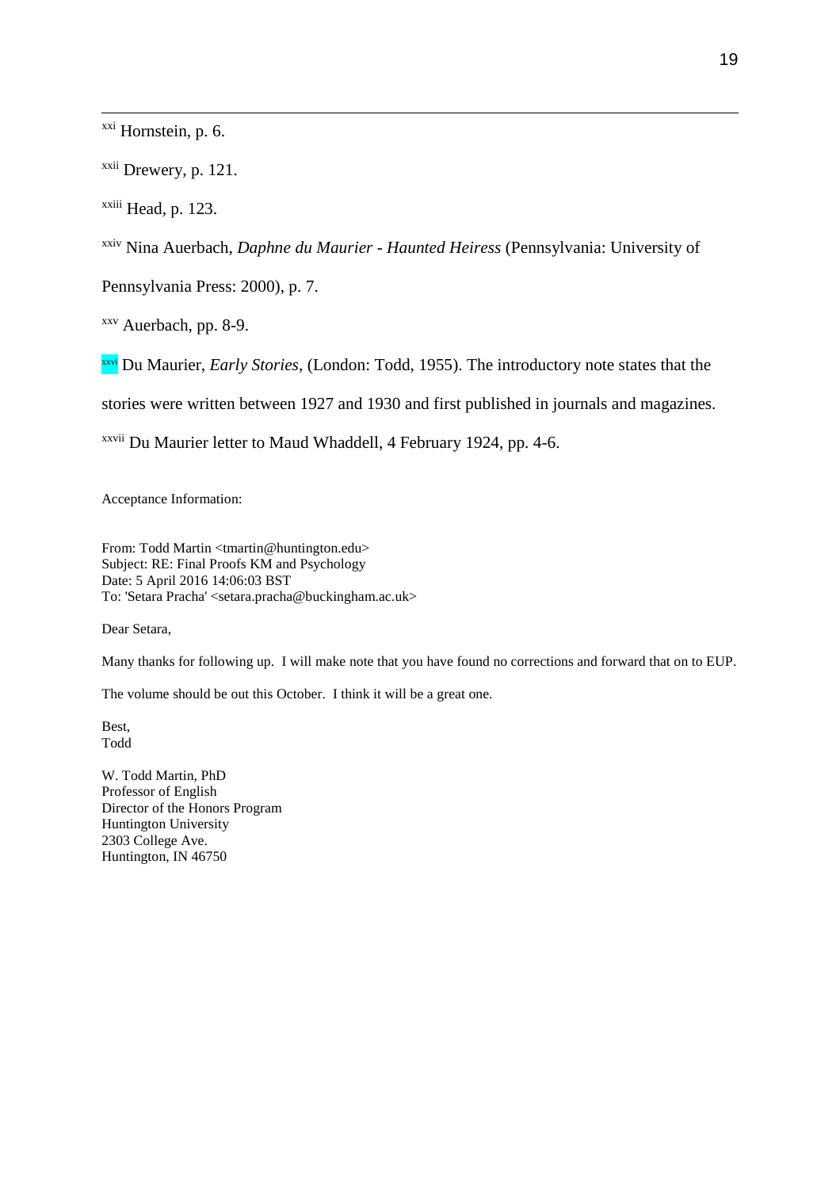[xxi] Hornstein, p. 6.

[xxii] Drewery, p. 121.

[xxiii] Head, p. 123.

[xxiv] Nina Auerbach, *Daphne du Maurier - Haunted Heiress* (Pennsylvania: University of Pennsylvania Press: 2000), p. 7.

[xxv] Auerbach, pp. 8-9.

[xxvi] Du Maurier, *Early Stories*, (London: Todd, 1955). The introductory note states that the stories were written between 1927 and 1930 and first published in journals and magazines.

[xxvii] Du Maurier letter to Maud Whaddell, 4 February 1924, pp. 4-6.

Acceptance Information:

From: Todd Martin <tmartin@huntington.edu>
Subject: RE: Final Proofs KM and Psychology
Date: 5 April 2016 14:06:03 BST
To: 'Setara Pracha' <setara.pracha@buckingham.ac.uk>

Dear Setara,

Many thanks for following up. I will make note that you have found no corrections and forward that on to EUP.

The volume should be out this October. I think it will be a great one.

Best,
Todd

W. Todd Martin, PhD
Professor of English
Director of the Honors Program
Huntington University
2303 College Ave.
Huntington, IN 46750